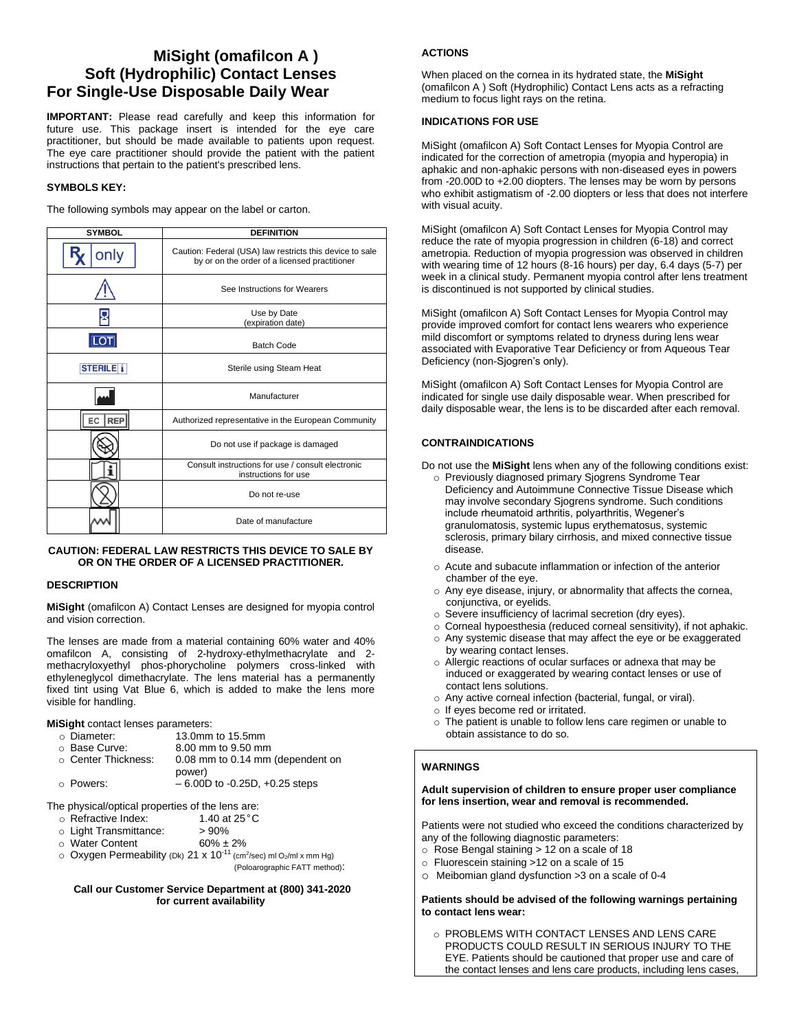# MiSight (omafilcon A ) Soft (Hydrophilic) Contact Lenses For Single-Use Disposable Daily Wear

**IMPORTANT:** Please read carefully and keep this information for future use. This package insert is intended for the eye care practitioner, but should be made available to patients upon request. The eye care practitioner should provide the patient with the patient instructions that pertain to the patient's prescribed lens.

### SYMBOLS KEY:

The following symbols may appear on the label or carton.

| SYMBOL | DEFINITION |
|---|---|
| Rx only | Caution: Federal (USA) law restricts this device to sale by or on the order of a licensed practitioner |
| ⚠ | See Instructions for Wearers |
| ⧗ | Use by Date (expiration date) |
| LOT | Batch Code |
| STERILE | Sterile using Steam Heat |
| (factory) | Manufacturer |
| EC REP | Authorized representative in the European Community |
| (damaged package) | Do not use if package is damaged |
| (i) | Consult instructions for use / consult electronic instructions for use |
| (2) | Do not re-use |
| (date) | Date of manufacture |

**CAUTION: FEDERAL LAW RESTRICTS THIS DEVICE TO SALE BY OR ON THE ORDER OF A LICENSED PRACTITIONER.**

### DESCRIPTION

**MiSight** (omafilcon A) Contact Lenses are designed for myopia control and vision correction.

The lenses are made from a material containing 60% water and 40% omafilcon A, consisting of 2-hydroxy-ethylmethacrylate and 2-methacryloxyethyl phos-phorycholine polymers cross-linked with ethyleneglycol dimethacrylate. The lens material has a permanently fixed tint using Vat Blue 6, which is added to make the lens more visible for handling.

**MiSight** contact lenses parameters:

- Diameter: 13.0mm to 15.5mm
- Base Curve: 8.00 mm to 9.50 mm
- Center Thickness: 0.08 mm to 0.14 mm (dependent on power)
- Powers: – 6.00D to -0.25D, +0.25 steps

The physical/optical properties of the lens are:

- Refractive Index: 1.40 at 25°C
- Light Transmittance: > 90%
- Water Content 60% ± 2%
- Oxygen Permeability (Dk) $21 \times 10^{-11}$ ($cm^2$/sec) ml $O_2$/ml x mm Hg) (Poloarographic FATT method):

**Call our Customer Service Department at (800) 341-2020 for current availability**

### ACTIONS

When placed on the cornea in its hydrated state, the **MiSight** (omafilcon A ) Soft (Hydrophilic) Contact Lens acts as a refracting medium to focus light rays on the retina.

### INDICATIONS FOR USE

MiSight (omafilcon A) Soft Contact Lenses for Myopia Control are indicated for the correction of ametropia (myopia and hyperopia) in aphakic and non-aphakic persons with non-diseased eyes in powers from -20.00D to +2.00 diopters. The lenses may be worn by persons who exhibit astigmatism of -2.00 diopters or less that does not interfere with visual acuity.

MiSight (omafilcon A) Soft Contact Lenses for Myopia Control may reduce the rate of myopia progression in children (6-18) and correct ametropia. Reduction of myopia progression was observed in children with wearing time of 12 hours (8-16 hours) per day, 6.4 days (5-7) per week in a clinical study. Permanent myopia control after lens treatment is discontinued is not supported by clinical studies.

MiSight (omafilcon A) Soft Contact Lenses for Myopia Control may provide improved comfort for contact lens wearers who experience mild discomfort or symptoms related to dryness during lens wear associated with Evaporative Tear Deficiency or from Aqueous Tear Deficiency (non-Sjogren's only).

MiSight (omafilcon A) Soft Contact Lenses for Myopia Control are indicated for single use daily disposable wear. When prescribed for daily disposable wear, the lens is to be discarded after each removal.

### CONTRAINDICATIONS

Do not use the **MiSight** lens when any of the following conditions exist:

- Previously diagnosed primary Sjogrens Syndrome Tear Deficiency and Autoimmune Connective Tissue Disease which may involve secondary Sjogrens syndrome. Such conditions include rheumatoid arthritis, polyarthritis, Wegener's granulomatosis, systemic lupus erythematosus, systemic sclerosis, primary bilary cirrhosis, and mixed connective tissue disease.
- Acute and subacute inflammation or infection of the anterior chamber of the eye.
- Any eye disease, injury, or abnormality that affects the cornea, conjunctiva, or eyelids.
- Severe insufficiency of lacrimal secretion (dry eyes).
- Corneal hypoesthesia (reduced corneal sensitivity), if not aphakic.
- Any systemic disease that may affect the eye or be exaggerated by wearing contact lenses.
- Allergic reactions of ocular surfaces or adnexa that may be induced or exaggerated by wearing contact lenses or use of contact lens solutions.
- Any active corneal infection (bacterial, fungal, or viral).
- If eyes become red or irritated.
- The patient is unable to follow lens care regimen or unable to obtain assistance to do so.

### WARNINGS

**Adult supervision of children to ensure proper user compliance for lens insertion, wear and removal is recommended.**

Patients were not studied who exceed the conditions characterized by any of the following diagnostic parameters:

- Rose Bengal staining > 12 on a scale of 18
- Fluorescein staining >12 on a scale of 15
- Meibomian gland dysfunction >3 on a scale of 0-4

**Patients should be advised of the following warnings pertaining to contact lens wear:**

- PROBLEMS WITH CONTACT LENSES AND LENS CARE PRODUCTS COULD RESULT IN SERIOUS INJURY TO THE EYE. Patients should be cautioned that proper use and care of the contact lenses and lens care products, including lens cases,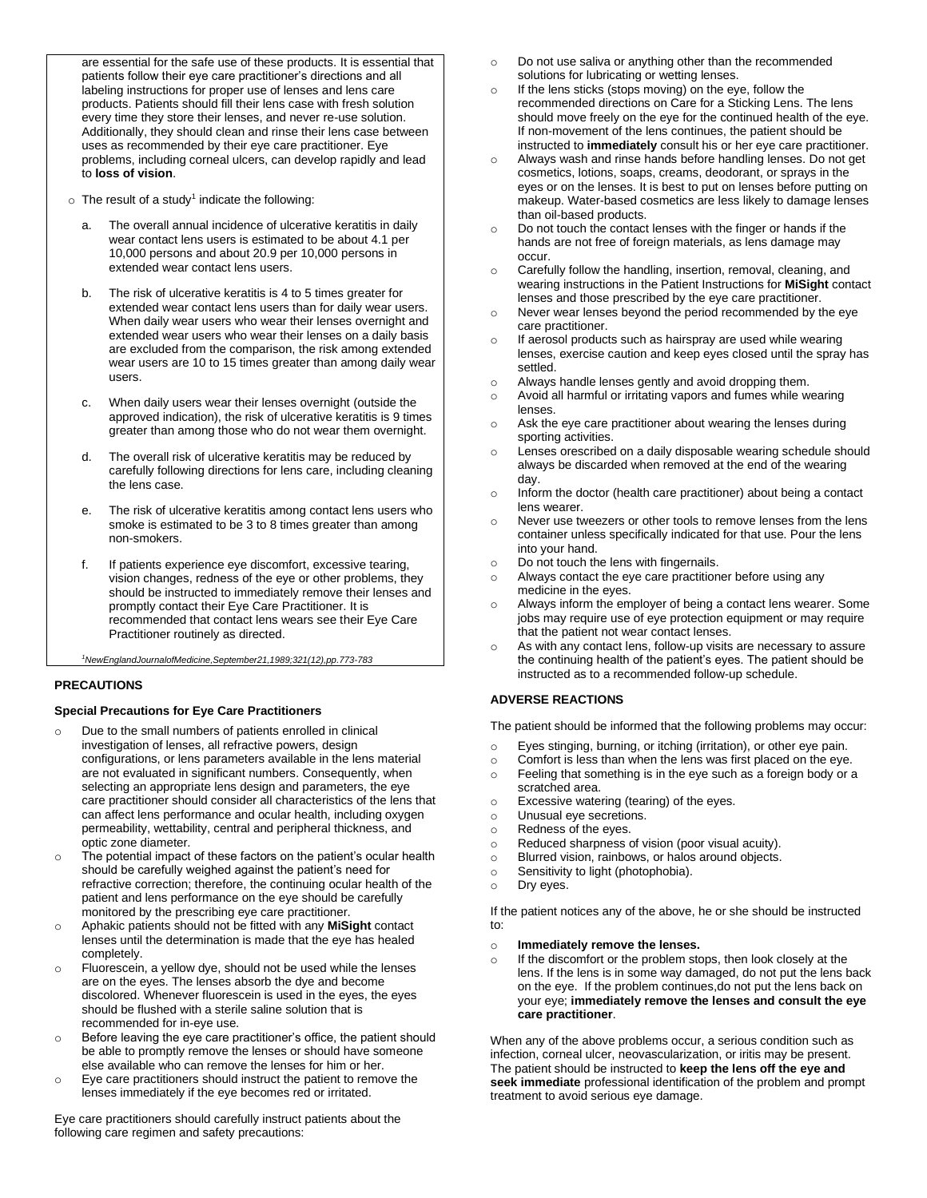are essential for the safe use of these products. It is essential that patients follow their eye care practitioner's directions and all labeling instructions for proper use of lenses and lens care products. Patients should fill their lens case with fresh solution every time they store their lenses, and never re-use solution. Additionally, they should clean and rinse their lens case between uses as recommended by their eye care practitioner. Eye problems, including corneal ulcers, can develop rapidly and lead to **loss of vision**.

- The result of a study[1] indicate the following:

  a. The overall annual incidence of ulcerative keratitis in daily wear contact lens users is estimated to be about 4.1 per 10,000 persons and about 20.9 per 10,000 persons in extended wear contact lens users.

  b. The risk of ulcerative keratitis is 4 to 5 times greater for extended wear contact lens users than for daily wear users. When daily wear users who wear their lenses overnight and extended wear users who wear their lenses on a daily basis are excluded from the comparison, the risk among extended wear users are 10 to 15 times greater than among daily wear users.

  c. When daily users wear their lenses overnight (outside the approved indication), the risk of ulcerative keratitis is 9 times greater than among those who do not wear them overnight.

  d. The overall risk of ulcerative keratitis may be reduced by carefully following directions for lens care, including cleaning the lens case.

  e. The risk of ulcerative keratitis among contact lens users who smoke is estimated to be 3 to 8 times greater than among non-smokers.

  f. If patients experience eye discomfort, excessive tearing, vision changes, redness of the eye or other problems, they should be instructed to immediately remove their lenses and promptly contact their Eye Care Practitioner. It is recommended that contact lens wears see their Eye Care Practitioner routinely as directed.

*[1]NewEnglandJournalofMedicine,September21,1989;321(12),pp.773-783*

## PRECAUTIONS

### Special Precautions for Eye Care Practitioners

- Due to the small numbers of patients enrolled in clinical investigation of lenses, all refractive powers, design configurations, or lens parameters available in the lens material are not evaluated in significant numbers. Consequently, when selecting an appropriate lens design and parameters, the eye care practitioner should consider all characteristics of the lens that can affect lens performance and ocular health, including oxygen permeability, wettability, central and peripheral thickness, and optic zone diameter.
- The potential impact of these factors on the patient's ocular health should be carefully weighed against the patient's need for refractive correction; therefore, the continuing ocular health of the patient and lens performance on the eye should be carefully monitored by the prescribing eye care practitioner.
- Aphakic patients should not be fitted with any **MiSight** contact lenses until the determination is made that the eye has healed completely.
- Fluorescein, a yellow dye, should not be used while the lenses are on the eyes. The lenses absorb the dye and become discolored. Whenever fluorescein is used in the eyes, the eyes should be flushed with a sterile saline solution that is recommended for in-eye use.
- Before leaving the eye care practitioner's office, the patient should be able to promptly remove the lenses or should have someone else available who can remove the lenses for him or her.
- Eye care practitioners should instruct the patient to remove the lenses immediately if the eye becomes red or irritated.

Eye care practitioners should carefully instruct patients about the following care regimen and safety precautions:

- Do not use saliva or anything other than the recommended solutions for lubricating or wetting lenses.
- If the lens sticks (stops moving) on the eye, follow the recommended directions on Care for a Sticking Lens. The lens should move freely on the eye for the continued health of the eye. If non-movement of the lens continues, the patient should be instructed to **immediately** consult his or her eye care practitioner.
- Always wash and rinse hands before handling lenses. Do not get cosmetics, lotions, soaps, creams, deodorant, or sprays in the eyes or on the lenses. It is best to put on lenses before putting on makeup. Water-based cosmetics are less likely to damage lenses than oil-based products.
- Do not touch the contact lenses with the finger or hands if the hands are not free of foreign materials, as lens damage may occur.
- Carefully follow the handling, insertion, removal, cleaning, and wearing instructions in the Patient Instructions for **MiSight** contact lenses and those prescribed by the eye care practitioner.
- Never wear lenses beyond the period recommended by the eye care practitioner.
- If aerosol products such as hairspray are used while wearing lenses, exercise caution and keep eyes closed until the spray has settled.
- Always handle lenses gently and avoid dropping them.
- Avoid all harmful or irritating vapors and fumes while wearing lenses.
- Ask the eye care practitioner about wearing the lenses during sporting activities.
- Lenses orescribed on a daily disposable wearing schedule should always be discarded when removed at the end of the wearing day.
- Inform the doctor (health care practitioner) about being a contact lens wearer.
- Never use tweezers or other tools to remove lenses from the lens container unless specifically indicated for that use. Pour the lens into your hand.
- Do not touch the lens with fingernails.
- Always contact the eye care practitioner before using any medicine in the eyes.
- Always inform the employer of being a contact lens wearer. Some jobs may require use of eye protection equipment or may require that the patient not wear contact lenses.
- As with any contact lens, follow-up visits are necessary to assure the continuing health of the patient's eyes. The patient should be instructed as to a recommended follow-up schedule.

## ADVERSE REACTIONS

The patient should be informed that the following problems may occur:

- Eyes stinging, burning, or itching (irritation), or other eye pain.
- Comfort is less than when the lens was first placed on the eye.
- Feeling that something is in the eye such as a foreign body or a scratched area.
- Excessive watering (tearing) of the eyes.
- Unusual eye secretions.
- Redness of the eyes.
- Reduced sharpness of vision (poor visual acuity).
- Blurred vision, rainbows, or halos around objects.
- Sensitivity to light (photophobia).
- Dry eyes.

If the patient notices any of the above, he or she should be instructed to:

- **Immediately remove the lenses.**
- If the discomfort or the problem stops, then look closely at the lens. If the lens is in some way damaged, do not put the lens back on the eye. If the problem continues,do not put the lens back on your eye; **immediately remove the lenses and consult the eye care practitioner**.

When any of the above problems occur, a serious condition such as infection, corneal ulcer, neovascularization, or iritis may be present. The patient should be instructed to **keep the lens off the eye and seek immediate** professional identification of the problem and prompt treatment to avoid serious eye damage.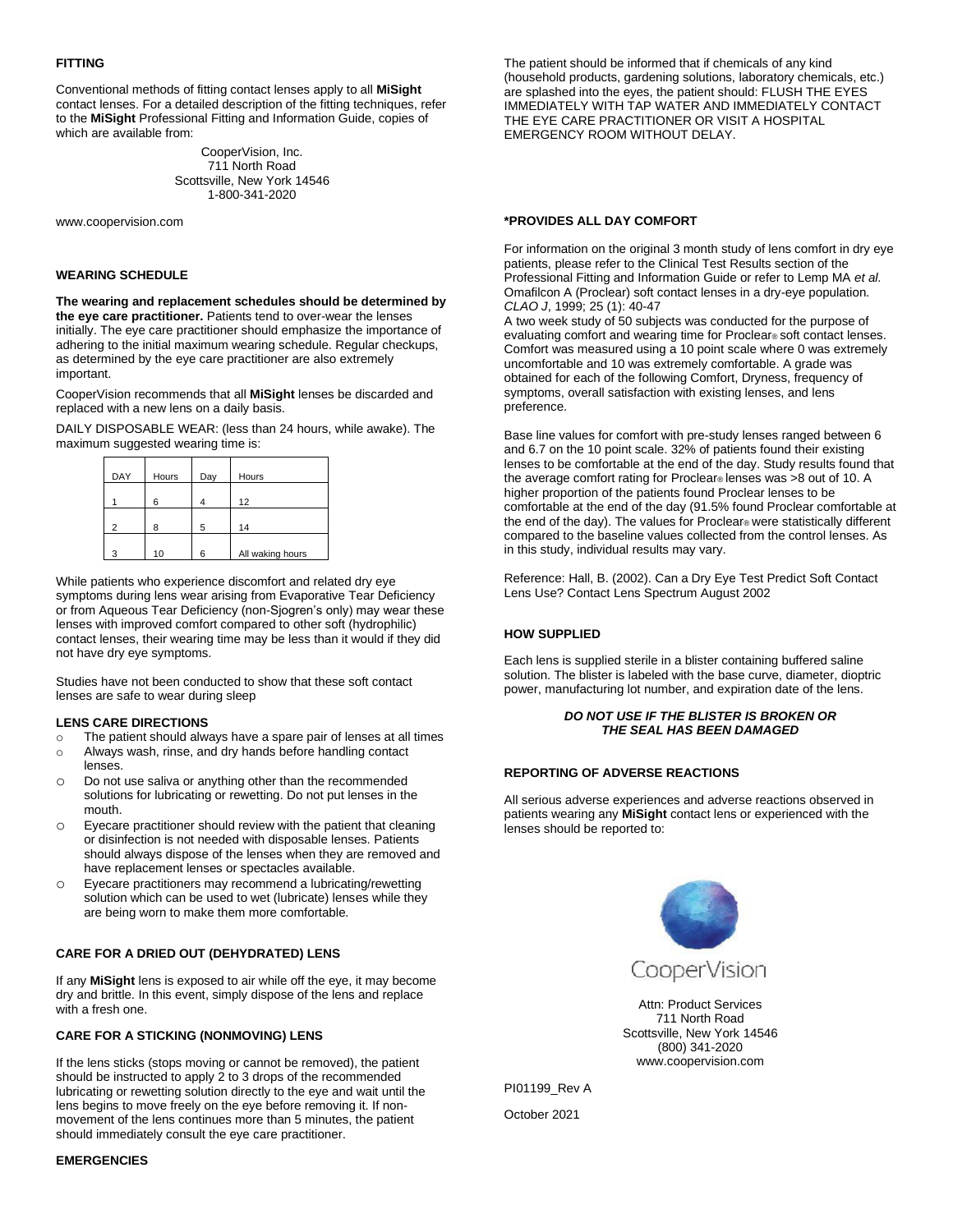## FITTING

Conventional methods of fitting contact lenses apply to all **MiSight** contact lenses. For a detailed description of the fitting techniques, refer to the **MiSight** Professional Fitting and Information Guide, copies of which are available from:

CooperVision, Inc.
711 North Road
Scottsville, New York 14546
1-800-341-2020

www.coopervision.com

## WEARING SCHEDULE

**The wearing and replacement schedules should be determined by the eye care practitioner.** Patients tend to over-wear the lenses initially. The eye care practitioner should emphasize the importance of adhering to the initial maximum wearing schedule. Regular checkups, as determined by the eye care practitioner are also extremely important.

CooperVision recommends that all **MiSight** lenses be discarded and replaced with a new lens on a daily basis.

DAILY DISPOSABLE WEAR: (less than 24 hours, while awake). The maximum suggested wearing time is:

| DAY | Hours | Day | Hours |
|---|---|---|---|
| 1 | 6 | 4 | 12 |
| 2 | 8 | 5 | 14 |
| 3 | 10 | 6 | All waking hours |

While patients who experience discomfort and related dry eye symptoms during lens wear arising from Evaporative Tear Deficiency or from Aqueous Tear Deficiency (non-Sjogren's only) may wear these lenses with improved comfort compared to other soft (hydrophilic) contact lenses, their wearing time may be less than it would if they did not have dry eye symptoms.

Studies have not been conducted to show that these soft contact lenses are safe to wear during sleep

### LENS CARE DIRECTIONS

- The patient should always have a spare pair of lenses at all times
- Always wash, rinse, and dry hands before handling contact lenses.
- Do not use saliva or anything other than the recommended solutions for lubricating or rewetting. Do not put lenses in the mouth.
- Eyecare practitioner should review with the patient that cleaning or disinfection is not needed with disposable lenses. Patients should always dispose of the lenses when they are removed and have replacement lenses or spectacles available.
- Eyecare practitioners may recommend a lubricating/rewetting solution which can be used to wet (lubricate) lenses while they are being worn to make them more comfortable.

## CARE FOR A DRIED OUT (DEHYDRATED) LENS

If any **MiSight** lens is exposed to air while off the eye, it may become dry and brittle. In this event, simply dispose of the lens and replace with a fresh one.

## CARE FOR A STICKING (NONMOVING) LENS

If the lens sticks (stops moving or cannot be removed), the patient should be instructed to apply 2 to 3 drops of the recommended lubricating or rewetting solution directly to the eye and wait until the lens begins to move freely on the eye before removing it. If non-movement of the lens continues more than 5 minutes, the patient should immediately consult the eye care practitioner.

## EMERGENCIES

The patient should be informed that if chemicals of any kind (household products, gardening solutions, laboratory chemicals, etc.) are splashed into the eyes, the patient should: FLUSH THE EYES IMMEDIATELY WITH TAP WATER AND IMMEDIATELY CONTACT THE EYE CARE PRACTITIONER OR VISIT A HOSPITAL EMERGENCY ROOM WITHOUT DELAY.

## *PROVIDES ALL DAY COMFORT

For information on the original 3 month study of lens comfort in dry eye patients, please refer to the Clinical Test Results section of the Professional Fitting and Information Guide or refer to Lemp MA *et al.* Omafilcon A (Proclear) soft contact lenses in a dry-eye population. *CLAO J*, 1999; 25 (1): 40-47

A two week study of 50 subjects was conducted for the purpose of evaluating comfort and wearing time for Proclear® soft contact lenses. Comfort was measured using a 10 point scale where 0 was extremely uncomfortable and 10 was extremely comfortable. A grade was obtained for each of the following Comfort, Dryness, frequency of symptoms, overall satisfaction with existing lenses, and lens preference.

Base line values for comfort with pre-study lenses ranged between 6 and 6.7 on the 10 point scale. 32% of patients found their existing lenses to be comfortable at the end of the day. Study results found that the average comfort rating for Proclear® lenses was >8 out of 10. A higher proportion of the patients found Proclear lenses to be comfortable at the end of the day (91.5% found Proclear comfortable at the end of the day). The values for Proclear® were statistically different compared to the baseline values collected from the control lenses. As in this study, individual results may vary.

Reference: Hall, B. (2002). Can a Dry Eye Test Predict Soft Contact Lens Use? Contact Lens Spectrum August 2002

## HOW SUPPLIED

Each lens is supplied sterile in a blister containing buffered saline solution. The blister is labeled with the base curve, diameter, dioptric power, manufacturing lot number, and expiration date of the lens.

***DO NOT USE IF THE BLISTER IS BROKEN OR THE SEAL HAS BEEN DAMAGED***

## REPORTING OF ADVERSE REACTIONS

All serious adverse experiences and adverse reactions observed in patients wearing any **MiSight** contact lens or experienced with the lenses should be reported to:

CooperVision

Attn: Product Services
711 North Road
Scottsville, New York 14546
(800) 341-2020
www.coopervision.com

PI01199_Rev A

October 2021